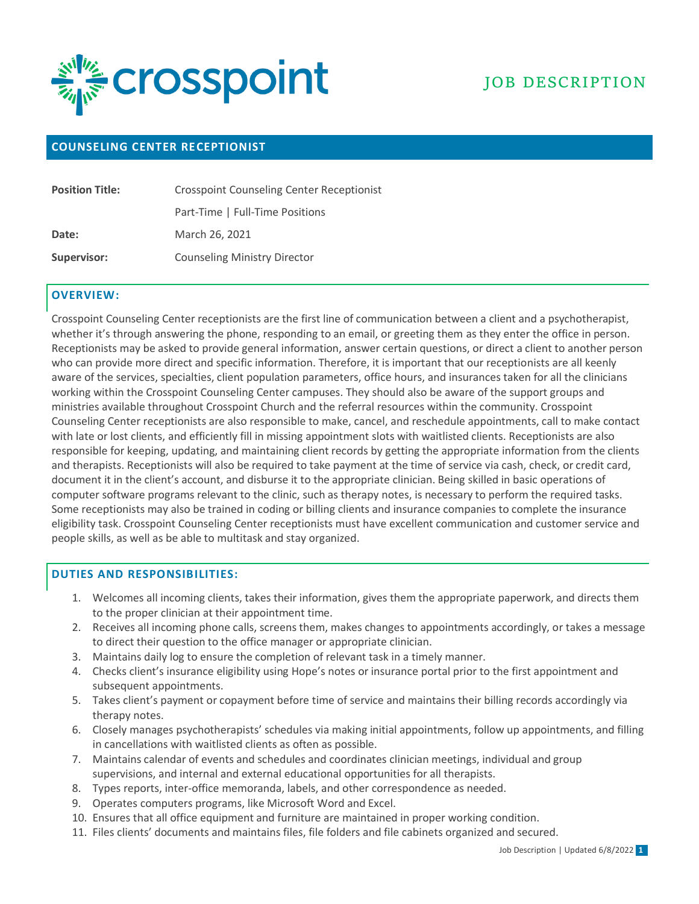crosspoint

JOB DESCRIPTION

## COUNSELING CENTER RECEPTIONIST

| **Position Title:** | Crosspoint Counseling Center Receptionist |
| --- | --- |
| | Part-Time \| Full-Time Positions |
| **Date:** | March 26, 2021 |
| **Supervisor:** | Counseling Ministry Director |

### OVERVIEW:

Crosspoint Counseling Center receptionists are the first line of communication between a client and a psychotherapist, whether it's through answering the phone, responding to an email, or greeting them as they enter the office in person. Receptionists may be asked to provide general information, answer certain questions, or direct a client to another person who can provide more direct and specific information. Therefore, it is important that our receptionists are all keenly aware of the services, specialties, client population parameters, office hours, and insurances taken for all the clinicians working within the Crosspoint Counseling Center campuses. They should also be aware of the support groups and ministries available throughout Crosspoint Church and the referral resources within the community. Crosspoint Counseling Center receptionists are also responsible to make, cancel, and reschedule appointments, call to make contact with late or lost clients, and efficiently fill in missing appointment slots with waitlisted clients. Receptionists are also responsible for keeping, updating, and maintaining client records by getting the appropriate information from the clients and therapists. Receptionists will also be required to take payment at the time of service via cash, check, or credit card, document it in the client's account, and disburse it to the appropriate clinician. Being skilled in basic operations of computer software programs relevant to the clinic, such as therapy notes, is necessary to perform the required tasks. Some receptionists may also be trained in coding or billing clients and insurance companies to complete the insurance eligibility task. Crosspoint Counseling Center receptionists must have excellent communication and customer service and people skills, as well as be able to multitask and stay organized.

### DUTIES AND RESPONSIBILITIES:

1. Welcomes all incoming clients, takes their information, gives them the appropriate paperwork, and directs them to the proper clinician at their appointment time.
2. Receives all incoming phone calls, screens them, makes changes to appointments accordingly, or takes a message to direct their question to the office manager or appropriate clinician.
3. Maintains daily log to ensure the completion of relevant task in a timely manner.
4. Checks client's insurance eligibility using Hope's notes or insurance portal prior to the first appointment and subsequent appointments.
5. Takes client's payment or copayment before time of service and maintains their billing records accordingly via therapy notes.
6. Closely manages psychotherapists' schedules via making initial appointments, follow up appointments, and filling in cancellations with waitlisted clients as often as possible.
7. Maintains calendar of events and schedules and coordinates clinician meetings, individual and group supervisions, and internal and external educational opportunities for all therapists.
8. Types reports, inter-office memoranda, labels, and other correspondence as needed.
9. Operates computers programs, like Microsoft Word and Excel.
10. Ensures that all office equipment and furniture are maintained in proper working condition.
11. Files clients' documents and maintains files, file folders and file cabinets organized and secured.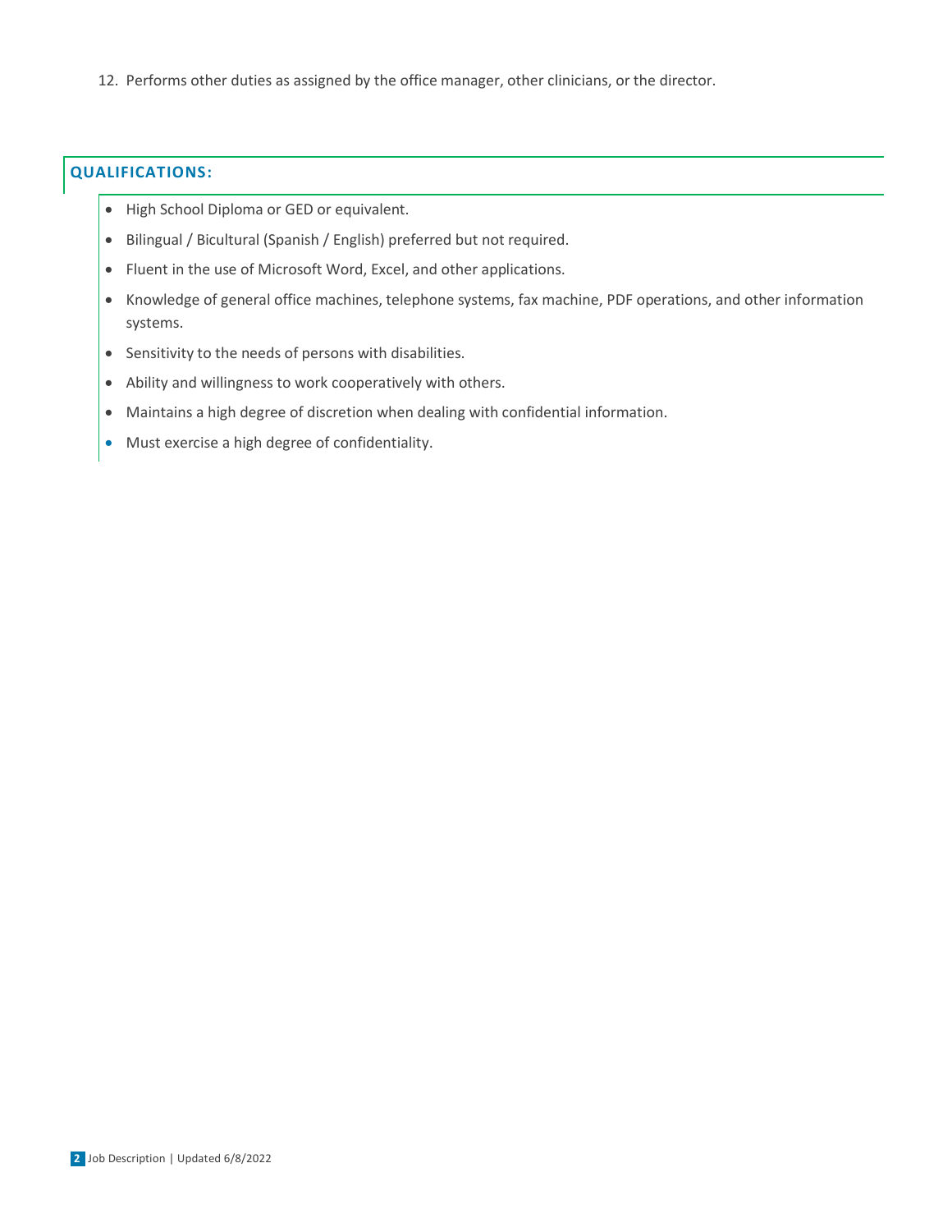12. Performs other duties as assigned by the office manager, other clinicians, or the director.

## QUALIFICATIONS:

- High School Diploma or GED or equivalent.
- Bilingual / Bicultural (Spanish / English) preferred but not required.
- Fluent in the use of Microsoft Word, Excel, and other applications.
- Knowledge of general office machines, telephone systems, fax machine, PDF operations, and other information systems.
- Sensitivity to the needs of persons with disabilities.
- Ability and willingness to work cooperatively with others.
- Maintains a high degree of discretion when dealing with confidential information.
- Must exercise a high degree of confidentiality.